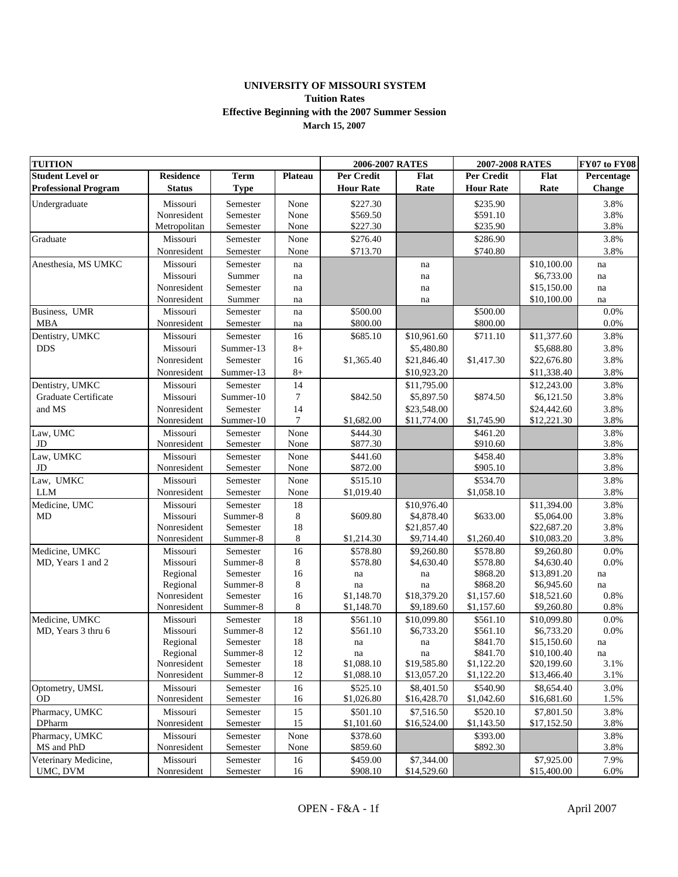**UNIVERSITY OF MISSOURI SYSTEM**
**Tuition Rates**
**Effective Beginning with the 2007 Summer Session**
**March 15, 2007**

| TUITION | | | | 2006-2007 RATES | | 2007-2008 RATES | | FY07 to FY08 |
|---|---|---|---|---|---|---|---|---|
| Student Level or Professional Program | Residence Status | Term Type | Plateau | Per Credit Hour Rate | Flat Rate | Per Credit Hour Rate | Flat Rate | Percentage Change |
| Undergraduate | Missouri | Semester | None | $227.30 | | $235.90 | | 3.8% |
| | Nonresident | Semester | None | $569.50 | | $591.10 | | 3.8% |
| | Metropolitan | Semester | None | $227.30 | | $235.90 | | 3.8% |
| Graduate | Missouri | Semester | None | $276.40 | | $286.90 | | 3.8% |
| | Nonresident | Semester | None | $713.70 | | $740.80 | | 3.8% |
| Anesthesia, MS UMKC | Missouri | Semester | na | | na | | $10,100.00 | na |
| | Missouri | Summer | na | | na | | $6,733.00 | na |
| | Nonresident | Semester | na | | na | | $15,150.00 | na |
| | Nonresident | Summer | na | | na | | $10,100.00 | na |
| Business, UMR MBA | Missouri | Semester | na | $500.00 | | $500.00 | | 0.0% |
| | Nonresident | Semester | na | $800.00 | | $800.00 | | 0.0% |
| Dentistry, UMKC DDS | Missouri | Semester | 16 | $685.10 | $10,961.60 | $711.10 | $11,377.60 | 3.8% |
| | Missouri | Summer-13 | 8+ | | $5,480.80 | | $5,688.80 | 3.8% |
| | Nonresident | Semester | 16 | $1,365.40 | $21,846.40 | $1,417.30 | $22,676.80 | 3.8% |
| | Nonresident | Summer-13 | 8+ | | $10,923.20 | | $11,338.40 | 3.8% |
| Dentistry, UMKC Graduate Certificate and MS | Missouri | Semester | 14 | | $11,795.00 | | $12,243.00 | 3.8% |
| | Missouri | Summer-10 | 7 | $842.50 | $5,897.50 | $874.50 | $6,121.50 | 3.8% |
| | Nonresident | Semester | 14 | | $23,548.00 | | $24,442.60 | 3.8% |
| | Nonresident | Summer-10 | 7 | $1,682.00 | $11,774.00 | $1,745.90 | $12,221.30 | 3.8% |
| Law, UMC JD | Missouri | Semester | None | $444.30 | | $461.20 | | 3.8% |
| | Nonresident | Semester | None | $877.30 | | $910.60 | | 3.8% |
| Law, UMKC JD | Missouri | Semester | None | $441.60 | | $458.40 | | 3.8% |
| | Nonresident | Semester | None | $872.00 | | $905.10 | | 3.8% |
| Law, UMKC LLM | Missouri | Semester | None | $515.10 | | $534.70 | | 3.8% |
| | Nonresident | Semester | None | $1,019.40 | | $1,058.10 | | 3.8% |
| Medicine, UMC MD | Missouri | Semester | 18 | | $10,976.40 | | $11,394.00 | 3.8% |
| | Missouri | Summer-8 | 8 | $609.80 | $4,878.40 | $633.00 | $5,064.00 | 3.8% |
| | Nonresident | Semester | 18 | | $21,857.40 | | $22,687.20 | 3.8% |
| | Nonresident | Summer-8 | 8 | $1,214.30 | $9,714.40 | $1,260.40 | $10,083.20 | 3.8% |
| Medicine, UMKC MD, Years 1 and 2 | Missouri | Semester | 16 | $578.80 | $9,260.80 | $578.80 | $9,260.80 | 0.0% |
| | Missouri | Summer-8 | 8 | $578.80 | $4,630.40 | $578.80 | $4,630.40 | 0.0% |
| | Regional | Semester | 16 | na | na | $868.20 | $13,891.20 | na |
| | Regional | Summer-8 | 8 | na | na | $868.20 | $6,945.60 | na |
| | Nonresident | Semester | 16 | $1,148.70 | $18,379.20 | $1,157.60 | $18,521.60 | 0.8% |
| | Nonresident | Summer-8 | 8 | $1,148.70 | $9,189.60 | $1,157.60 | $9,260.80 | 0.8% |
| Medicine, UMKC MD, Years 3 thru 6 | Missouri | Semester | 18 | $561.10 | $10,099.80 | $561.10 | $10,099.80 | 0.0% |
| | Missouri | Summer-8 | 12 | $561.10 | $6,733.20 | $561.10 | $6,733.20 | 0.0% |
| | Regional | Semester | 18 | na | na | $841.70 | $15,150.60 | na |
| | Regional | Summer-8 | 12 | na | na | $841.70 | $10,100.40 | na |
| | Nonresident | Semester | 18 | $1,088.10 | $19,585.80 | $1,122.20 | $20,199.60 | 3.1% |
| | Nonresident | Summer-8 | 12 | $1,088.10 | $13,057.20 | $1,122.20 | $13,466.40 | 3.1% |
| Optometry, UMSL OD | Missouri | Semester | 16 | $525.10 | $8,401.50 | $540.90 | $8,654.40 | 3.0% |
| | Nonresident | Semester | 16 | $1,026.80 | $16,428.70 | $1,042.60 | $16,681.60 | 1.5% |
| Pharmacy, UMKC DPharm | Missouri | Semester | 15 | $501.10 | $7,516.50 | $520.10 | $7,801.50 | 3.8% |
| | Nonresident | Semester | 15 | $1,101.60 | $16,524.00 | $1,143.50 | $17,152.50 | 3.8% |
| Pharmacy, UMKC MS and PhD | Missouri | Semester | None | $378.60 | | $393.00 | | 3.8% |
| | Nonresident | Semester | None | $859.60 | | $892.30 | | 3.8% |
| Veterinary Medicine, UMC, DVM | Missouri | Semester | 16 | $459.00 | $7,344.00 | | $7,925.00 | 7.9% |
| | Nonresident | Semester | 16 | $908.10 | $14,529.60 | | $15,400.00 | 6.0% |

OPEN - F&A - 1f April 2007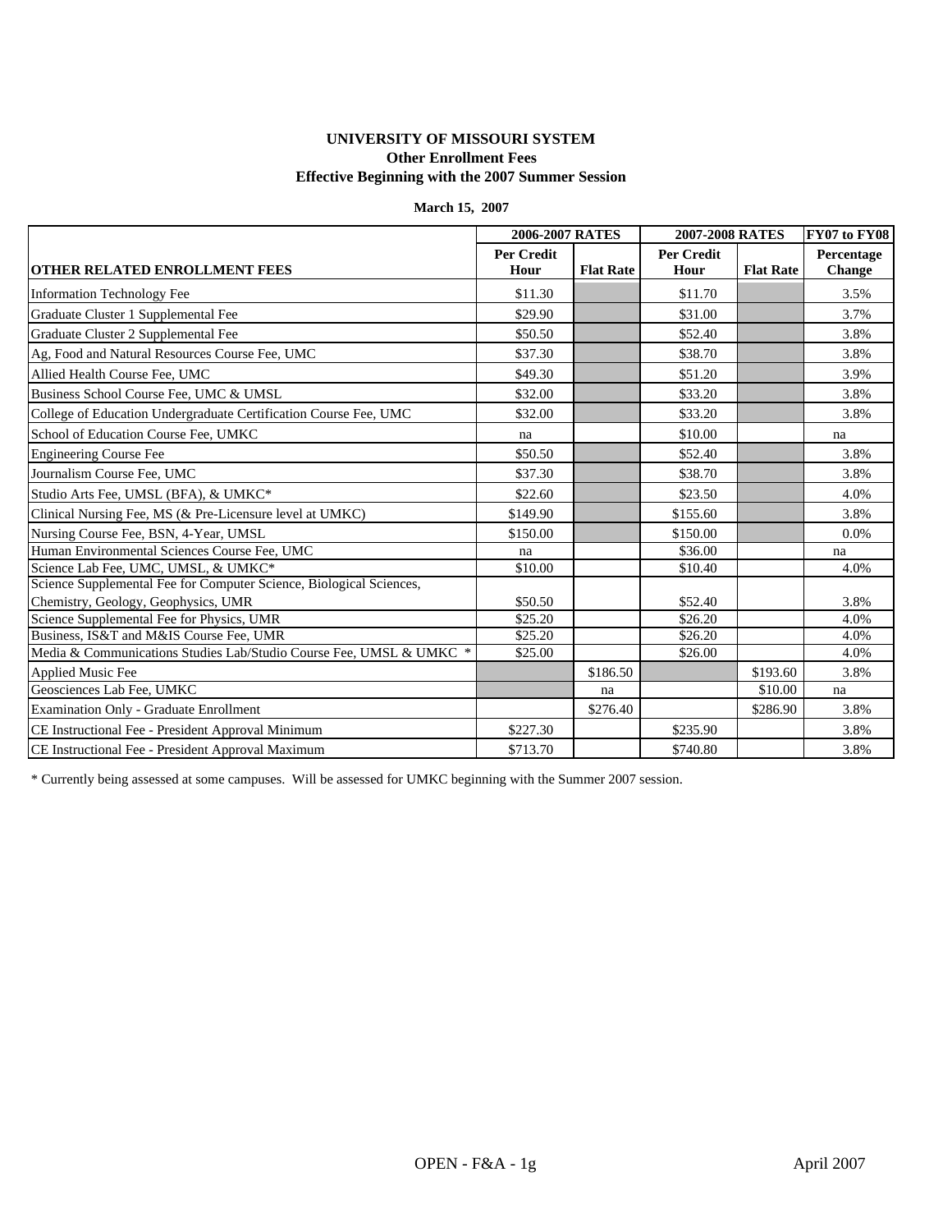**UNIVERSITY OF MISSOURI SYSTEM**
**Other Enrollment Fees**
**Effective Beginning with the 2007 Summer Session**

**March 15, 2007**

| | 2006-2007 RATES | | 2007-2008 RATES | | FY07 to FY08 |
|---|---|---|---|---|---|
| **OTHER RELATED ENROLLMENT FEES** | **Per Credit Hour** | **Flat Rate** | **Per Credit Hour** | **Flat Rate** | **Percentage Change** |
| Information Technology Fee | $11.30 | | $11.70 | | 3.5% |
| Graduate Cluster 1 Supplemental Fee | $29.90 | | $31.00 | | 3.7% |
| Graduate Cluster 2 Supplemental Fee | $50.50 | | $52.40 | | 3.8% |
| Ag, Food and Natural Resources Course Fee, UMC | $37.30 | | $38.70 | | 3.8% |
| Allied Health Course Fee, UMC | $49.30 | | $51.20 | | 3.9% |
| Business School Course Fee, UMC & UMSL | $32.00 | | $33.20 | | 3.8% |
| College of Education Undergraduate Certification Course Fee, UMC | $32.00 | | $33.20 | | 3.8% |
| School of Education Course Fee, UMKC | na | | $10.00 | | na |
| Engineering Course Fee | $50.50 | | $52.40 | | 3.8% |
| Journalism Course Fee, UMC | $37.30 | | $38.70 | | 3.8% |
| Studio Arts Fee, UMSL (BFA), & UMKC* | $22.60 | | $23.50 | | 4.0% |
| Clinical Nursing Fee, MS (& Pre-Licensure level at UMKC) | $149.90 | | $155.60 | | 3.8% |
| Nursing Course Fee, BSN, 4-Year, UMSL | $150.00 | | $150.00 | | 0.0% |
| Human Environmental Sciences Course Fee, UMC | na | | $36.00 | | na |
| Science Lab Fee, UMC, UMSL, & UMKC* | $10.00 | | $10.40 | | 4.0% |
| Science Supplemental Fee for Computer Science, Biological Sciences, Chemistry, Geology, Geophysics, UMR | $50.50 | | $52.40 | | 3.8% |
| Science Supplemental Fee for Physics, UMR | $25.20 | | $26.20 | | 4.0% |
| Business, IS&T and M&IS Course Fee, UMR | $25.20 | | $26.20 | | 4.0% |
| Media & Communications Studies Lab/Studio Course Fee, UMSL & UMKC * | $25.00 | | $26.00 | | 4.0% |
| Applied Music Fee | | $186.50 | | $193.60 | 3.8% |
| Geosciences Lab Fee, UMKC | | na | | $10.00 | na |
| Examination Only - Graduate Enrollment | | $276.40 | | $286.90 | 3.8% |
| CE Instructional Fee - President Approval Minimum | $227.30 | | $235.90 | | 3.8% |
| CE Instructional Fee - President Approval Maximum | $713.70 | | $740.80 | | 3.8% |

* Currently being assessed at some campuses. Will be assessed for UMKC beginning with the Summer 2007 session.

OPEN - F&A - 1g

April 2007